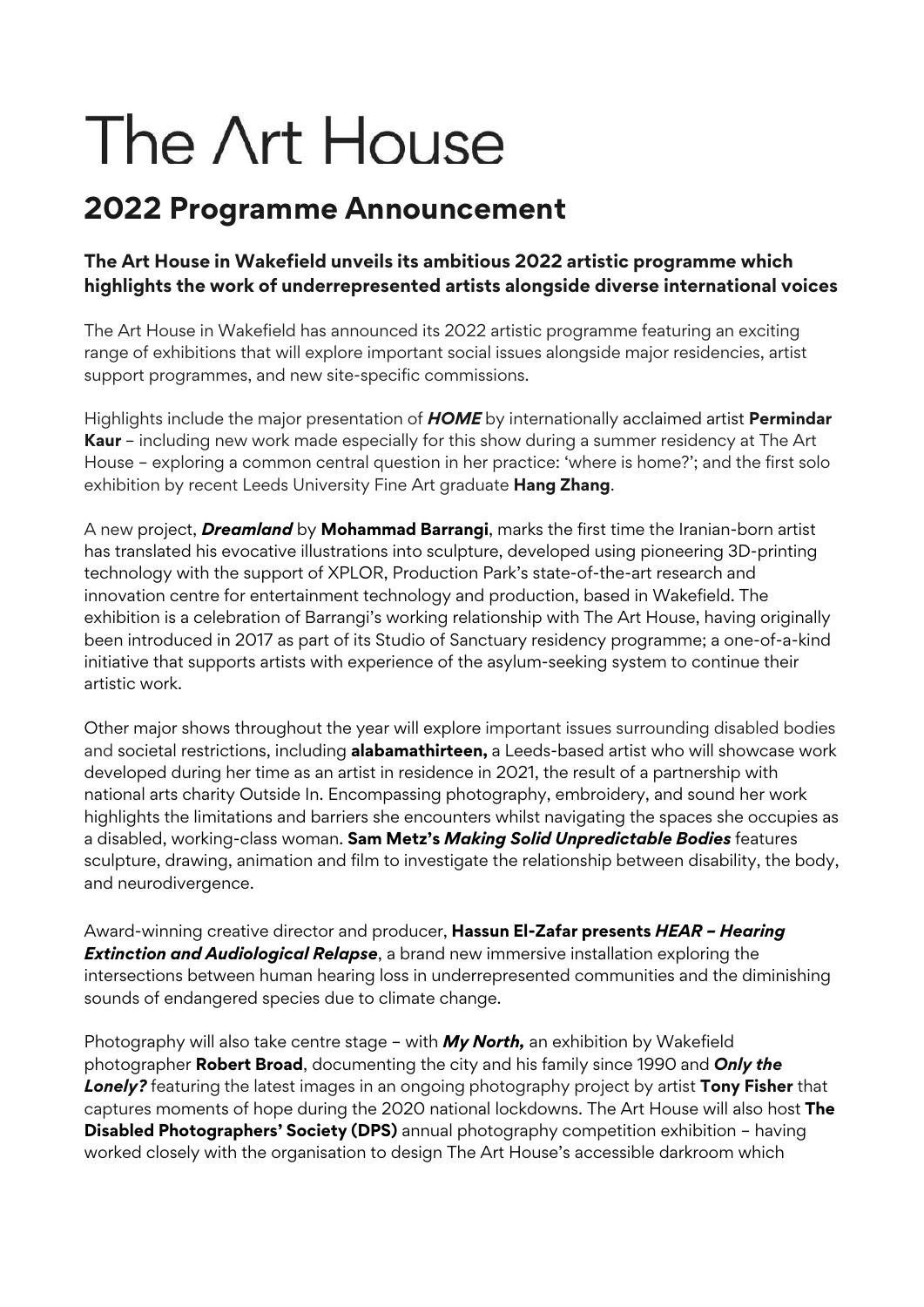# The Art House

## 2022 Programme Announcement

### The Art House in Wakefield unveils its ambitious 2022 artistic programme which highlights the work of underrepresented artists alongside diverse international voices

The Art House in Wakefield has announced its 2022 artistic programme featuring an exciting range of exhibitions that will explore important social issues alongside major residencies, artist support programmes, and new site-specific commissions.

Highlights include the major presentation of ***HOME*** by internationally acclaimed artist **Permindar Kaur** – including new work made especially for this show during a summer residency at The Art House – exploring a common central question in her practice: 'where is home?'; and the first solo exhibition by recent Leeds University Fine Art graduate **Hang Zhang**.

A new project, ***Dreamland*** by **Mohammad Barrangi**, marks the first time the Iranian-born artist has translated his evocative illustrations into sculpture, developed using pioneering 3D-printing technology with the support of XPLOR, Production Park's state-of-the-art research and innovation centre for entertainment technology and production, based in Wakefield. The exhibition is a celebration of Barrangi's working relationship with The Art House, having originally been introduced in 2017 as part of its Studio of Sanctuary residency programme; a one-of-a-kind initiative that supports artists with experience of the asylum-seeking system to continue their artistic work.

Other major shows throughout the year will explore important issues surrounding disabled bodies and societal restrictions, including **alabamathirteen,** a Leeds-based artist who will showcase work developed during her time as an artist in residence in 2021, the result of a partnership with national arts charity Outside In. Encompassing photography, embroidery, and sound her work highlights the limitations and barriers she encounters whilst navigating the spaces she occupies as a disabled, working-class woman. **Sam Metz's *Making Solid Unpredictable Bodies*** features sculpture, drawing, animation and film to investigate the relationship between disability, the body, and neurodivergence.

Award-winning creative director and producer, **Hassun El-Zafar presents *HEAR – Hearing Extinction and Audiological Relapse***, a brand new immersive installation exploring the intersections between human hearing loss in underrepresented communities and the diminishing sounds of endangered species due to climate change.

Photography will also take centre stage – with ***My North,*** an exhibition by Wakefield photographer **Robert Broad**, documenting the city and his family since 1990 and ***Only the Lonely?*** featuring the latest images in an ongoing photography project by artist **Tony Fisher** that captures moments of hope during the 2020 national lockdowns. The Art House will also host **The Disabled Photographers' Society (DPS)** annual photography competition exhibition – having worked closely with the organisation to design The Art House's accessible darkroom which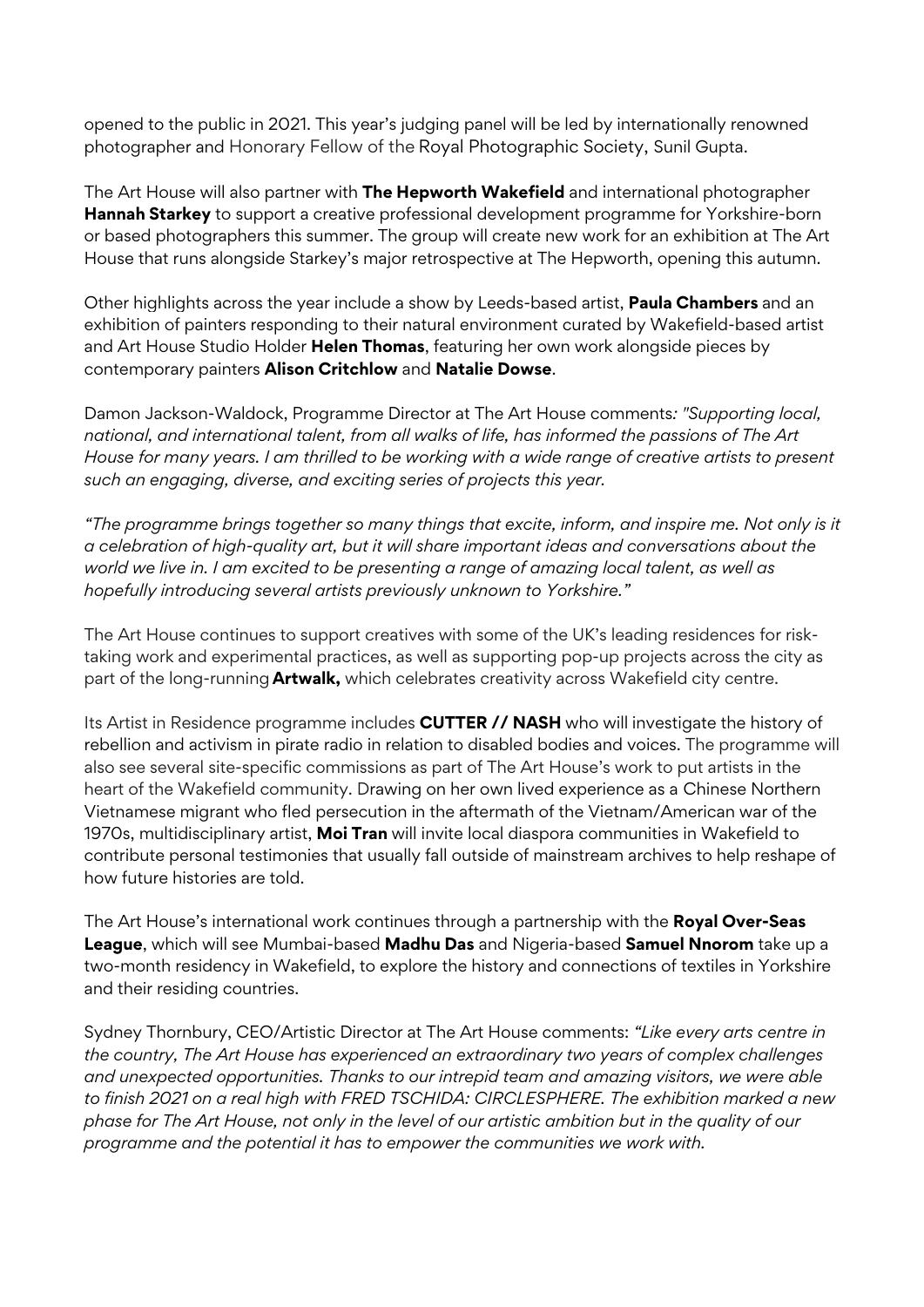opened to the public in 2021. This year's judging panel will be led by internationally renowned photographer and Honorary Fellow of the Royal Photographic Society, Sunil Gupta.

The Art House will also partner with **The Hepworth Wakefield** and international photographer **Hannah Starkey** to support a creative professional development programme for Yorkshire-born or based photographers this summer. The group will create new work for an exhibition at The Art House that runs alongside Starkey's major retrospective at The Hepworth, opening this autumn.

Other highlights across the year include a show by Leeds-based artist, **Paula Chambers** and an exhibition of painters responding to their natural environment curated by Wakefield-based artist and Art House Studio Holder **Helen Thomas**, featuring her own work alongside pieces by contemporary painters **Alison Critchlow** and **Natalie Dowse**.

Damon Jackson-Waldock, Programme Director at The Art House comments*: "Supporting local, national, and international talent, from all walks of life, has informed the passions of The Art House for many years. I am thrilled to be working with a wide range of creative artists to present such an engaging, diverse, and exciting series of projects this year.*

*"The programme brings together so many things that excite, inform, and inspire me. Not only is it a celebration of high-quality art, but it will share important ideas and conversations about the world we live in. I am excited to be presenting a range of amazing local talent, as well as hopefully introducing several artists previously unknown to Yorkshire."*

The Art House continues to support creatives with some of the UK's leading residences for risk-taking work and experimental practices, as well as supporting pop-up projects across the city as part of the long-running **Artwalk,** which celebrates creativity across Wakefield city centre.

Its Artist in Residence programme includes **CUTTER // NASH** who will investigate the history of rebellion and activism in pirate radio in relation to disabled bodies and voices. The programme will also see several site-specific commissions as part of The Art House's work to put artists in the heart of the Wakefield community. Drawing on her own lived experience as a Chinese Northern Vietnamese migrant who fled persecution in the aftermath of the Vietnam/American war of the 1970s, multidisciplinary artist, **Moi Tran** will invite local diaspora communities in Wakefield to contribute personal testimonies that usually fall outside of mainstream archives to help reshape of how future histories are told.

The Art House's international work continues through a partnership with the **Royal Over-Seas League**, which will see Mumbai-based **Madhu Das** and Nigeria-based **Samuel Nnorom** take up a two-month residency in Wakefield, to explore the history and connections of textiles in Yorkshire and their residing countries.

Sydney Thornbury, CEO/Artistic Director at The Art House comments: *"Like every arts centre in the country, The Art House has experienced an extraordinary two years of complex challenges and unexpected opportunities. Thanks to our intrepid team and amazing visitors, we were able to finish 2021 on a real high with FRED TSCHIDA: CIRCLESPHERE. The exhibition marked a new phase for The Art House, not only in the level of our artistic ambition but in the quality of our programme and the potential it has to empower the communities we work with.*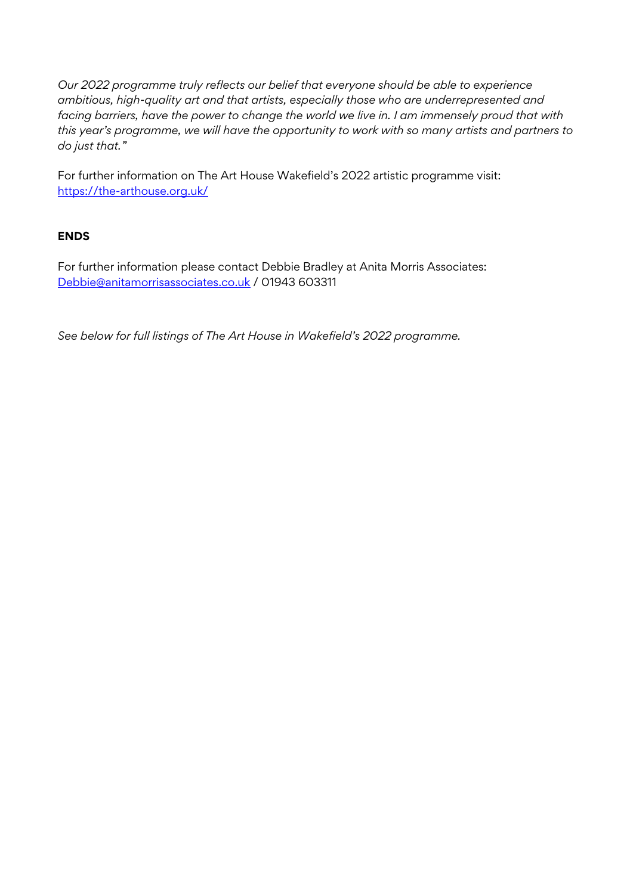*Our 2022 programme truly reflects our belief that everyone should be able to experience ambitious, high-quality art and that artists, especially those who are underrepresented and facing barriers, have the power to change the world we live in. I am immensely proud that with this year's programme, we will have the opportunity to work with so many artists and partners to do just that."*

For further information on The Art House Wakefield's 2022 artistic programme visit: [https://the-arthouse.org.uk/](https://the-arthouse.org.uk/)

**ENDS**

For further information please contact Debbie Bradley at Anita Morris Associates: [Debbie@anitamorrisassociates.co.uk](mailto:Debbie@anitamorrisassociates.co.uk) / 01943 603311

*See below for full listings of The Art House in Wakefield's 2022 programme.*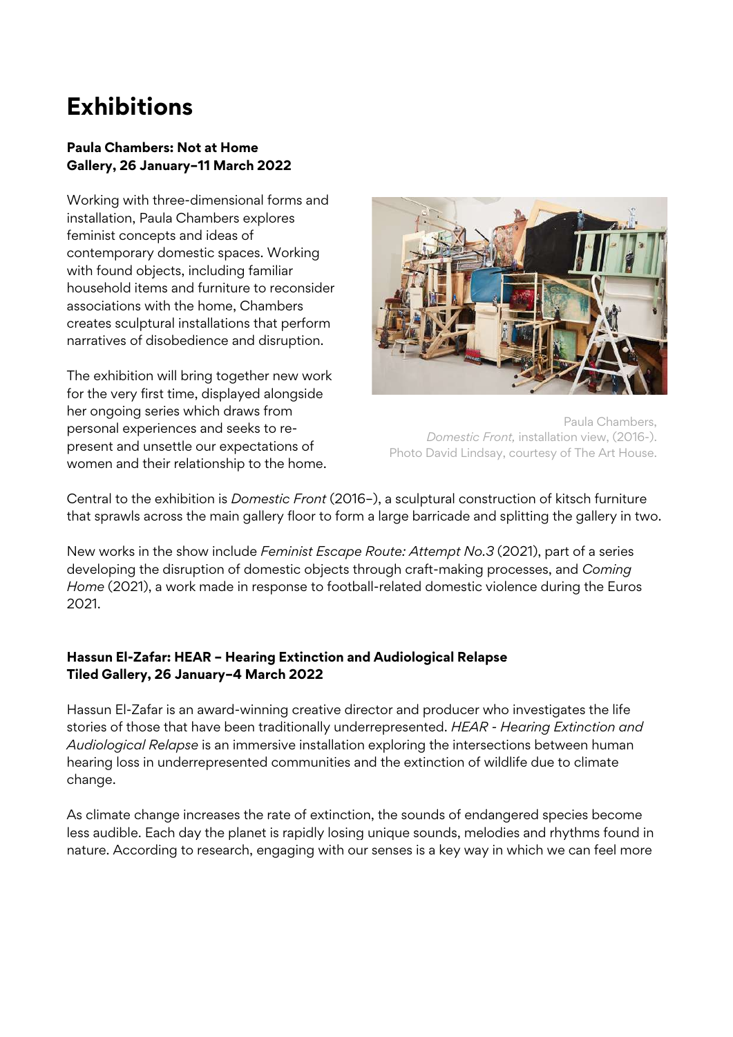# Exhibitions

**Paula Chambers: Not at Home**
**Gallery, 26 January–11 March 2022**

Working with three-dimensional forms and installation, Paula Chambers explores feminist concepts and ideas of contemporary domestic spaces. Working with found objects, including familiar household items and furniture to reconsider associations with the home, Chambers creates sculptural installations that perform narratives of disobedience and disruption.

The exhibition will bring together new work for the very first time, displayed alongside her ongoing series which draws from personal experiences and seeks to re-present and unsettle our expectations of women and their relationship to the home.

Paula Chambers, *Domestic Front,* installation view, (2016-). Photo David Lindsay, courtesy of The Art House.

Central to the exhibition is *Domestic Front* (2016–), a sculptural construction of kitsch furniture that sprawls across the main gallery floor to form a large barricade and splitting the gallery in two.

New works in the show include *Feminist Escape Route: Attempt No.3* (2021), part of a series developing the disruption of domestic objects through craft-making processes, and *Coming Home* (2021), a work made in response to football-related domestic violence during the Euros 2021.

**Hassun El-Zafar: HEAR – Hearing Extinction and Audiological Relapse**
**Tiled Gallery, 26 January–4 March 2022**

Hassun El-Zafar is an award-winning creative director and producer who investigates the life stories of those that have been traditionally underrepresented. *HEAR - Hearing Extinction and Audiological Relapse* is an immersive installation exploring the intersections between human hearing loss in underrepresented communities and the extinction of wildlife due to climate change.

As climate change increases the rate of extinction, the sounds of endangered species become less audible. Each day the planet is rapidly losing unique sounds, melodies and rhythms found in nature. According to research, engaging with our senses is a key way in which we can feel more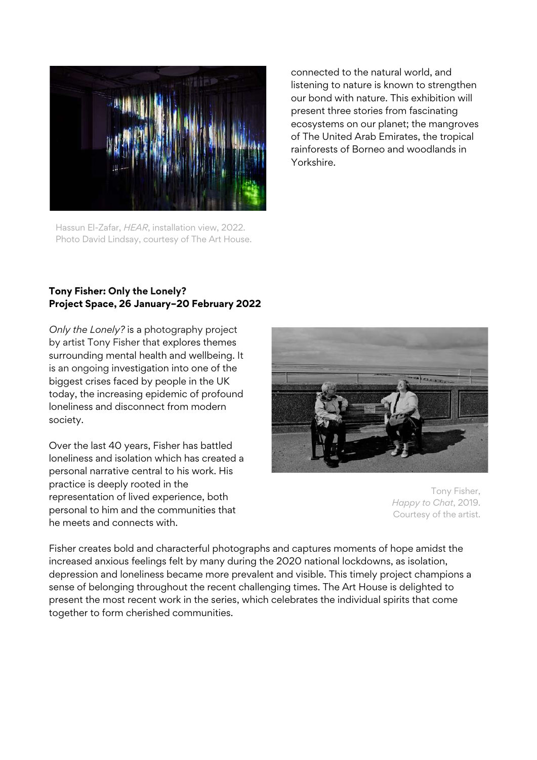Hassun El-Zafar, *HEAR*, installation view, 2022. Photo David Lindsay, courtesy of The Art House.

connected to the natural world, and listening to nature is known to strengthen our bond with nature. This exhibition will present three stories from fascinating ecosystems on our planet; the mangroves of The United Arab Emirates, the tropical rainforests of Borneo and woodlands in Yorkshire.

**Tony Fisher: Only the Lonely?**
**Project Space, 26 January–20 February 2022**

*Only the Lonely?* is a photography project by artist Tony Fisher that explores themes surrounding mental health and wellbeing. It is an ongoing investigation into one of the biggest crises faced by people in the UK today, the increasing epidemic of profound loneliness and disconnect from modern society.

Over the last 40 years, Fisher has battled loneliness and isolation which has created a personal narrative central to his work. His practice is deeply rooted in the representation of lived experience, both personal to him and the communities that he meets and connects with.

Tony Fisher, *Happy to Chat*, 2019. Courtesy of the artist.

Fisher creates bold and characterful photographs and captures moments of hope amidst the increased anxious feelings felt by many during the 2020 national lockdowns, as isolation, depression and loneliness became more prevalent and visible. This timely project champions a sense of belonging throughout the recent challenging times. The Art House is delighted to present the most recent work in the series, which celebrates the individual spirits that come together to form cherished communities.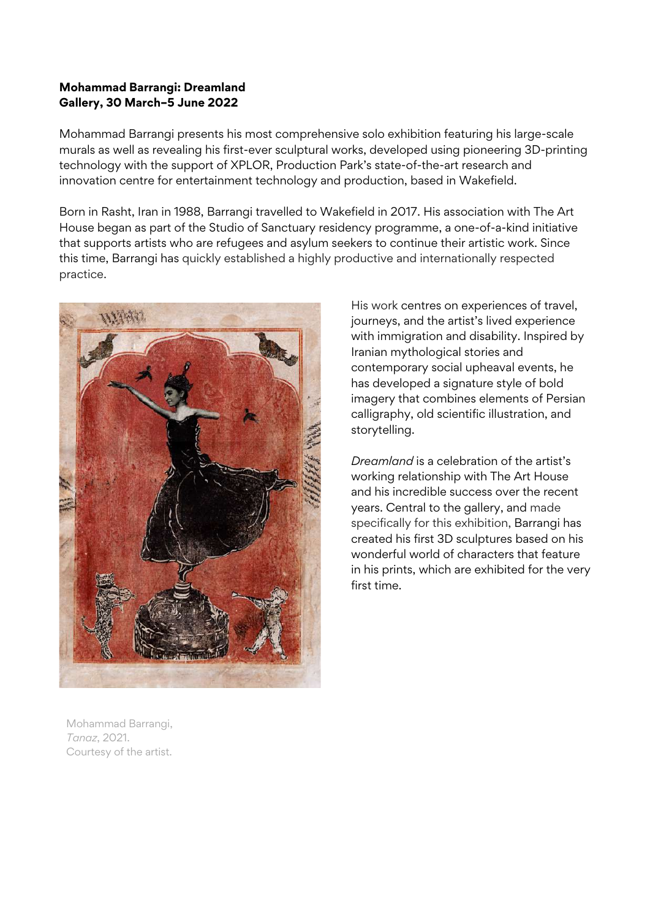**Mohammad Barrangi: Dreamland**
**Gallery, 30 March–5 June 2022**

Mohammad Barrangi presents his most comprehensive solo exhibition featuring his large-scale murals as well as revealing his first-ever sculptural works, developed using pioneering 3D-printing technology with the support of XPLOR, Production Park's state-of-the-art research and innovation centre for entertainment technology and production, based in Wakefield.

Born in Rasht, Iran in 1988, Barrangi travelled to Wakefield in 2017. His association with The Art House began as part of the Studio of Sanctuary residency programme, a one-of-a-kind initiative that supports artists who are refugees and asylum seekers to continue their artistic work. Since this time, Barrangi has quickly established a highly productive and internationally respected practice.

His work centres on experiences of travel, journeys, and the artist's lived experience with immigration and disability. Inspired by Iranian mythological stories and contemporary social upheaval events, he has developed a signature style of bold imagery that combines elements of Persian calligraphy, old scientific illustration, and storytelling.

*Dreamland* is a celebration of the artist's working relationship with The Art House and his incredible success over the recent years. Central to the gallery, and made specifically for this exhibition, Barrangi has created his first 3D sculptures based on his wonderful world of characters that feature in his prints, which are exhibited for the very first time.

Mohammad Barrangi,
*Tanaz*, 2021.
Courtesy of the artist.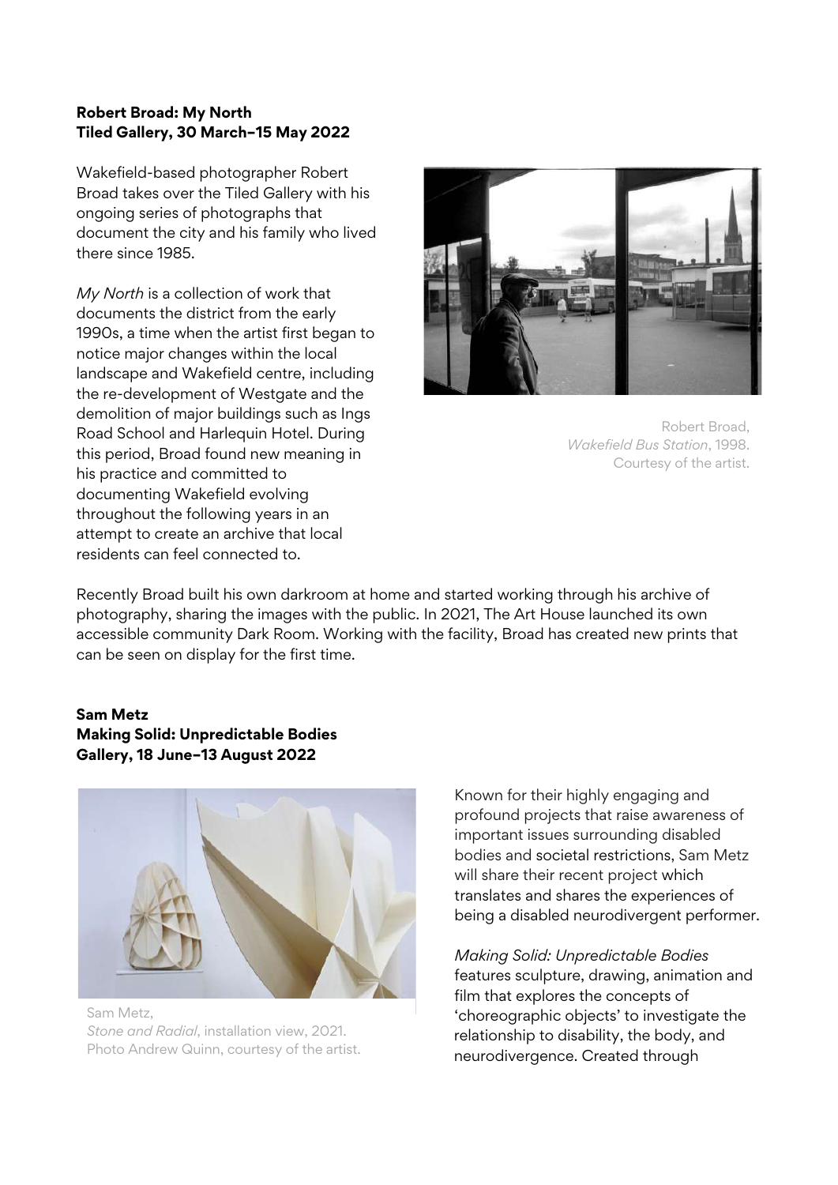**Robert Broad: My North**
**Tiled Gallery, 30 March–15 May 2022**

Wakefield-based photographer Robert Broad takes over the Tiled Gallery with his ongoing series of photographs that document the city and his family who lived there since 1985.

*My North* is a collection of work that documents the district from the early 1990s, a time when the artist first began to notice major changes within the local landscape and Wakefield centre, including the re-development of Westgate and the demolition of major buildings such as Ings Road School and Harlequin Hotel. During this period, Broad found new meaning in his practice and committed to documenting Wakefield evolving throughout the following years in an attempt to create an archive that local residents can feel connected to.

Robert Broad, *Wakefield Bus Station*, 1998. Courtesy of the artist.

Recently Broad built his own darkroom at home and started working through his archive of photography, sharing the images with the public. In 2021, The Art House launched its own accessible community Dark Room. Working with the facility, Broad has created new prints that can be seen on display for the first time.

**Sam Metz**
**Making Solid: Unpredictable Bodies**
**Gallery, 18 June–13 August 2022**

Sam Metz, *Stone and Radial*, installation view, 2021. Photo Andrew Quinn, courtesy of the artist.

Known for their highly engaging and profound projects that raise awareness of important issues surrounding disabled bodies and societal restrictions, Sam Metz will share their recent project which translates and shares the experiences of being a disabled neurodivergent performer.

*Making Solid: Unpredictable Bodies* features sculpture, drawing, animation and film that explores the concepts of 'choreographic objects' to investigate the relationship to disability, the body, and neurodivergence. Created through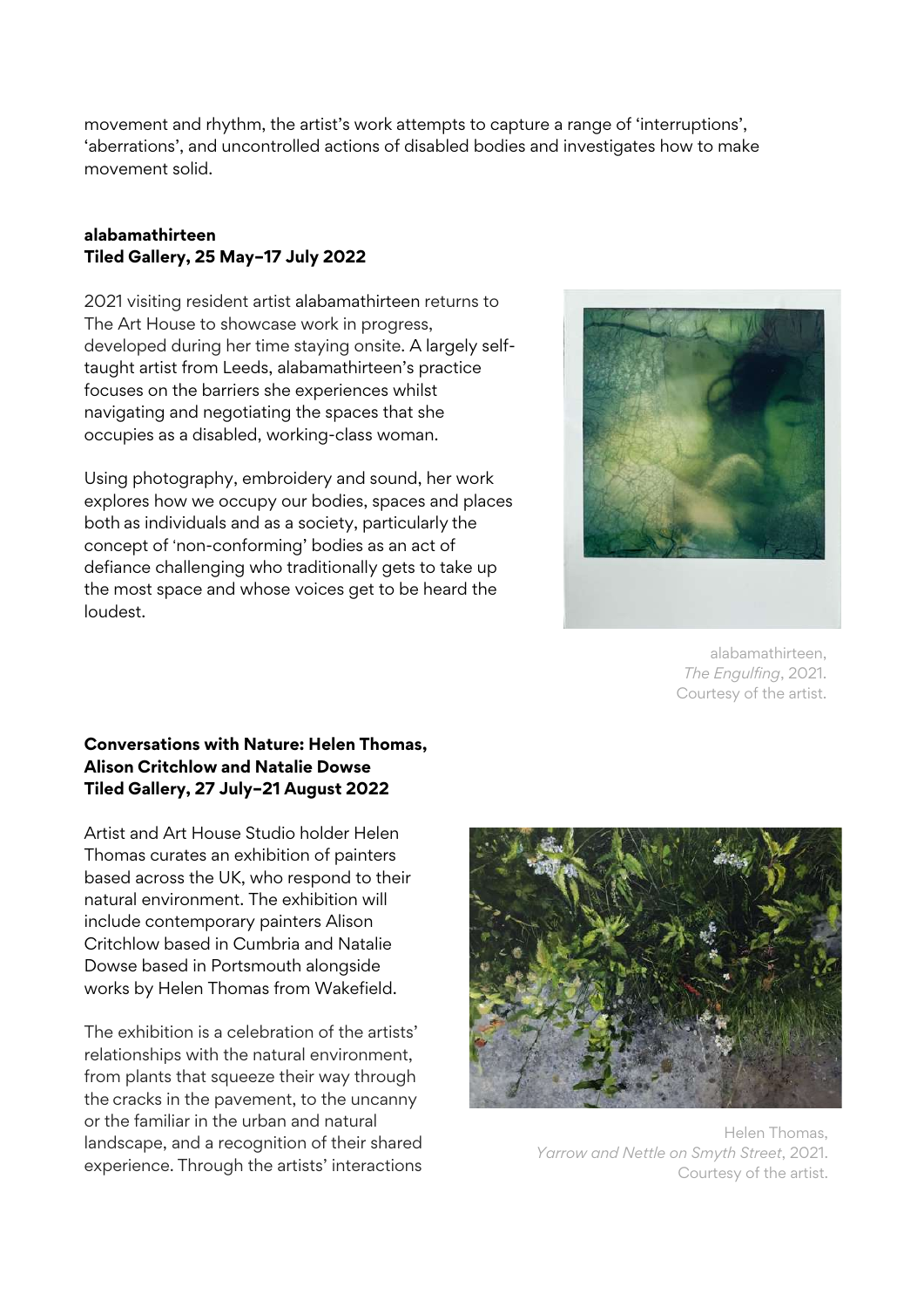movement and rhythm, the artist's work attempts to capture a range of 'interruptions', 'aberrations', and uncontrolled actions of disabled bodies and investigates how to make movement solid.

**alabamathirteen**
**Tiled Gallery, 25 May–17 July 2022**

2021 visiting resident artist alabamathirteen returns to The Art House to showcase work in progress, developed during her time staying onsite. A largely self-taught artist from Leeds, alabamathirteen's practice focuses on the barriers she experiences whilst navigating and negotiating the spaces that she occupies as a disabled, working-class woman.

Using photography, embroidery and sound, her work explores how we occupy our bodies, spaces and places both as individuals and as a society, particularly the concept of 'non-conforming' bodies as an act of defiance challenging who traditionally gets to take up the most space and whose voices get to be heard the loudest.

alabamathirteen, *The Engulfing*, 2021. Courtesy of the artist.

**Conversations with Nature: Helen Thomas, Alison Critchlow and Natalie Dowse**
**Tiled Gallery, 27 July–21 August 2022**

Artist and Art House Studio holder Helen Thomas curates an exhibition of painters based across the UK, who respond to their natural environment. The exhibition will include contemporary painters Alison Critchlow based in Cumbria and Natalie Dowse based in Portsmouth alongside works by Helen Thomas from Wakefield.

The exhibition is a celebration of the artists' relationships with the natural environment, from plants that squeeze their way through the cracks in the pavement, to the uncanny or the familiar in the urban and natural landscape, and a recognition of their shared experience. Through the artists' interactions

Helen Thomas, *Yarrow and Nettle on Smyth Street*, 2021. Courtesy of the artist.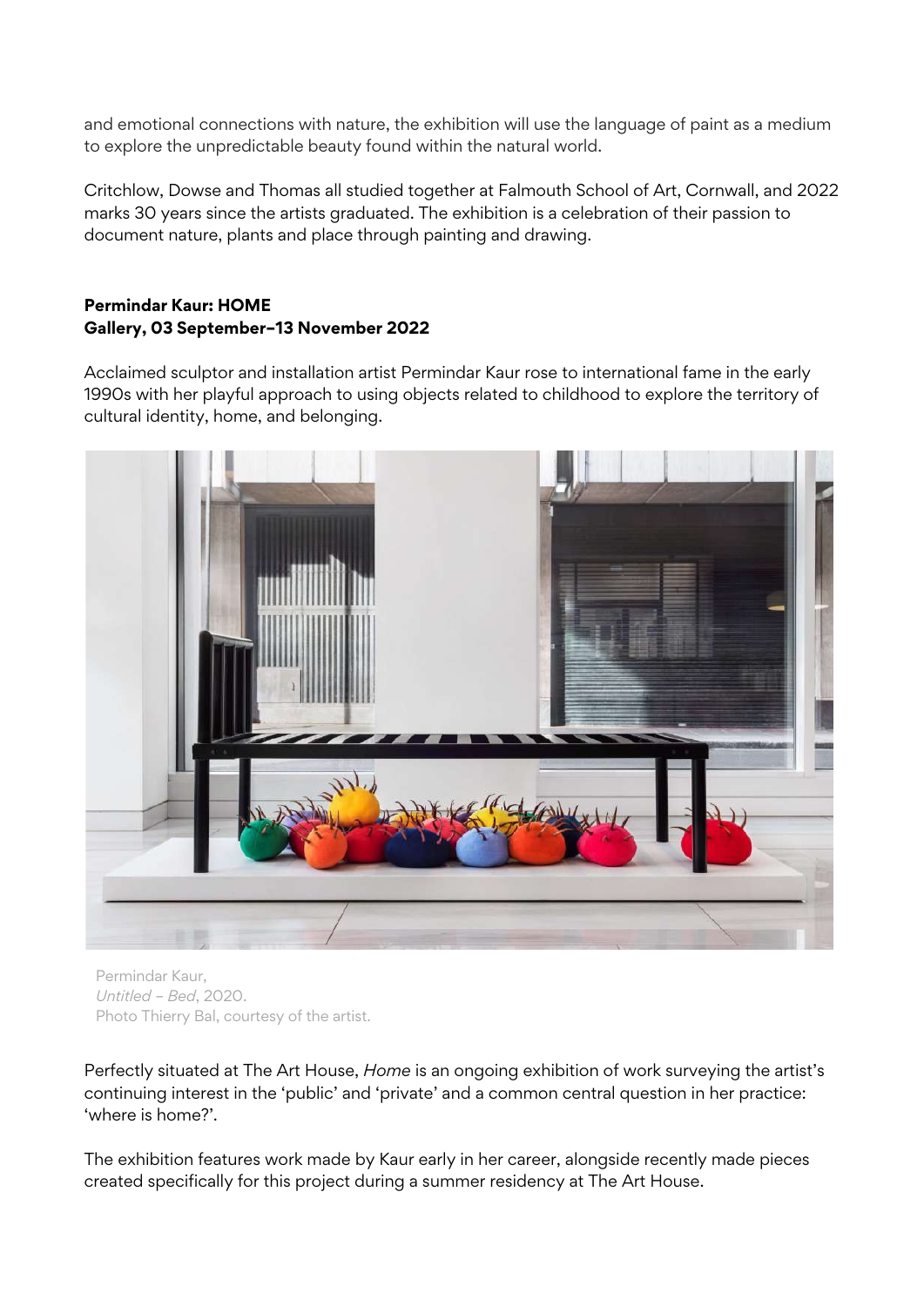and emotional connections with nature, the exhibition will use the language of paint as a medium to explore the unpredictable beauty found within the natural world.

Critchlow, Dowse and Thomas all studied together at Falmouth School of Art, Cornwall, and 2022 marks 30 years since the artists graduated. The exhibition is a celebration of their passion to document nature, plants and place through painting and drawing.

**Permindar Kaur: HOME**
**Gallery, 03 September–13 November 2022**

Acclaimed sculptor and installation artist Permindar Kaur rose to international fame in the early 1990s with her playful approach to using objects related to childhood to explore the territory of cultural identity, home, and belonging.

Permindar Kaur,
*Untitled – Bed*, 2020.
Photo Thierry Bal, courtesy of the artist.

Perfectly situated at The Art House, *Home* is an ongoing exhibition of work surveying the artist's continuing interest in the 'public' and 'private' and a common central question in her practice: 'where is home?'.

The exhibition features work made by Kaur early in her career, alongside recently made pieces created specifically for this project during a summer residency at The Art House.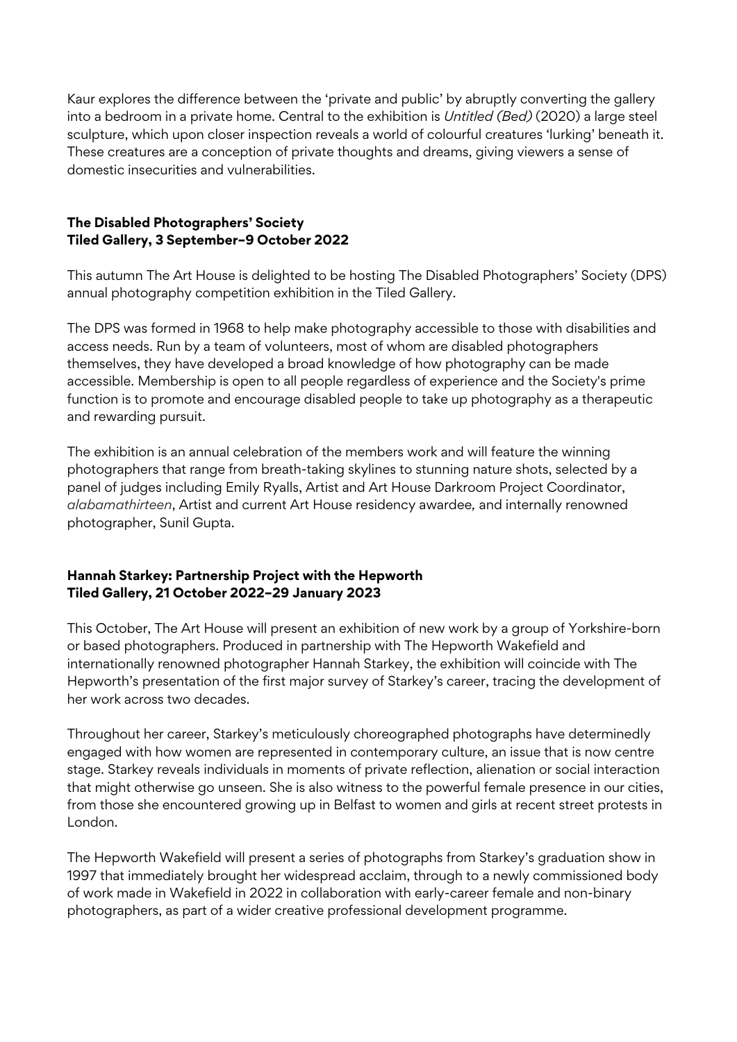Kaur explores the difference between the 'private and public' by abruptly converting the gallery into a bedroom in a private home. Central to the exhibition is *Untitled (Bed)* (2020) a large steel sculpture, which upon closer inspection reveals a world of colourful creatures 'lurking' beneath it. These creatures are a conception of private thoughts and dreams, giving viewers a sense of domestic insecurities and vulnerabilities.

**The Disabled Photographers' Society**
**Tiled Gallery, 3 September–9 October 2022**

This autumn The Art House is delighted to be hosting The Disabled Photographers' Society (DPS) annual photography competition exhibition in the Tiled Gallery.

The DPS was formed in 1968 to help make photography accessible to those with disabilities and access needs. Run by a team of volunteers, most of whom are disabled photographers themselves, they have developed a broad knowledge of how photography can be made accessible. Membership is open to all people regardless of experience and the Society's prime function is to promote and encourage disabled people to take up photography as a therapeutic and rewarding pursuit.

The exhibition is an annual celebration of the members work and will feature the winning photographers that range from breath-taking skylines to stunning nature shots, selected by a panel of judges including Emily Ryalls, Artist and Art House Darkroom Project Coordinator, *alabamathirteen*, Artist and current Art House residency awardee, and internally renowned photographer, Sunil Gupta.

**Hannah Starkey: Partnership Project with the Hepworth**
**Tiled Gallery, 21 October 2022–29 January 2023**

This October, The Art House will present an exhibition of new work by a group of Yorkshire-born or based photographers. Produced in partnership with The Hepworth Wakefield and internationally renowned photographer Hannah Starkey, the exhibition will coincide with The Hepworth's presentation of the first major survey of Starkey's career, tracing the development of her work across two decades.

Throughout her career, Starkey's meticulously choreographed photographs have determinedly engaged with how women are represented in contemporary culture, an issue that is now centre stage. Starkey reveals individuals in moments of private reflection, alienation or social interaction that might otherwise go unseen. She is also witness to the powerful female presence in our cities, from those she encountered growing up in Belfast to women and girls at recent street protests in London.

The Hepworth Wakefield will present a series of photographs from Starkey's graduation show in 1997 that immediately brought her widespread acclaim, through to a newly commissioned body of work made in Wakefield in 2022 in collaboration with early-career female and non-binary photographers, as part of a wider creative professional development programme.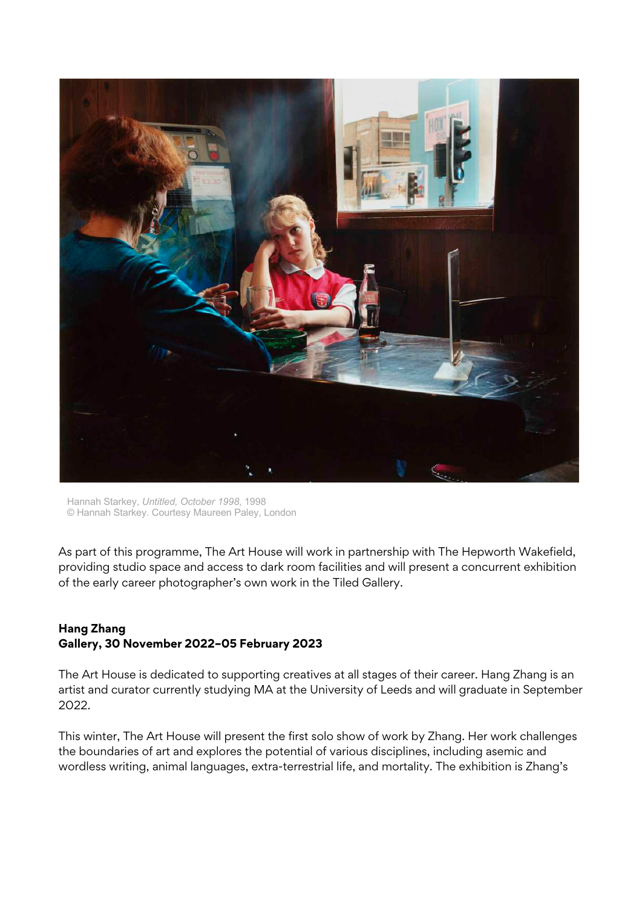Hannah Starkey, *Untitled, October 1998*, 1998
© Hannah Starkey. Courtesy Maureen Paley, London

As part of this programme, The Art House will work in partnership with The Hepworth Wakefield, providing studio space and access to dark room facilities and will present a concurrent exhibition of the early career photographer's own work in the Tiled Gallery.

**Hang Zhang**
**Gallery, 30 November 2022–05 February 2023**

The Art House is dedicated to supporting creatives at all stages of their career. Hang Zhang is an artist and curator currently studying MA at the University of Leeds and will graduate in September 2022.

This winter, The Art House will present the first solo show of work by Zhang. Her work challenges the boundaries of art and explores the potential of various disciplines, including asemic and wordless writing, animal languages, extra-terrestrial life, and mortality. The exhibition is Zhang's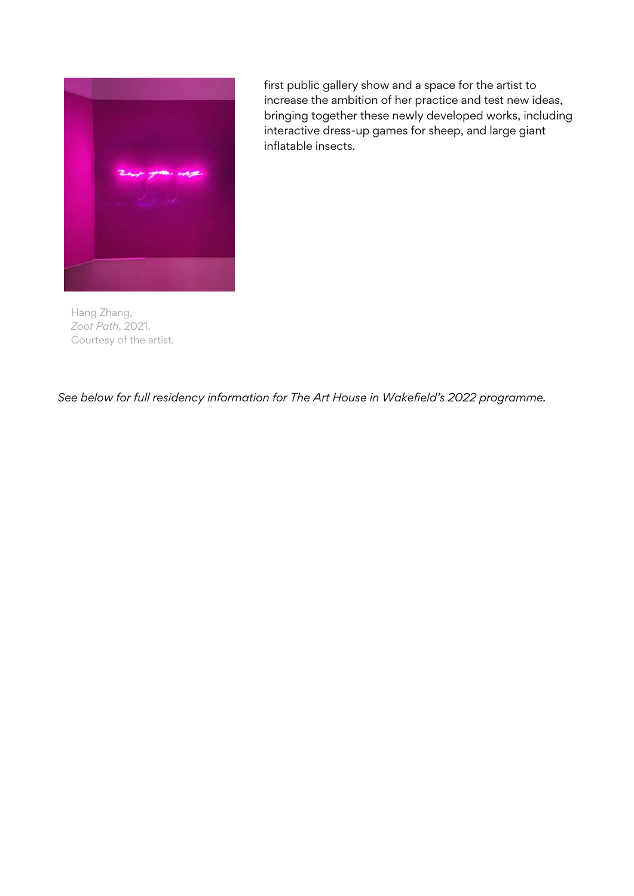first public gallery show and a space for the artist to increase the ambition of her practice and test new ideas, bringing together these newly developed works, including interactive dress-up games for sheep, and large giant inflatable insects.

Hang Zhang,
*Zoot Path*, 2021.
Courtesy of the artist.

*See below for full residency information for The Art House in Wakefield's 2022 programme.*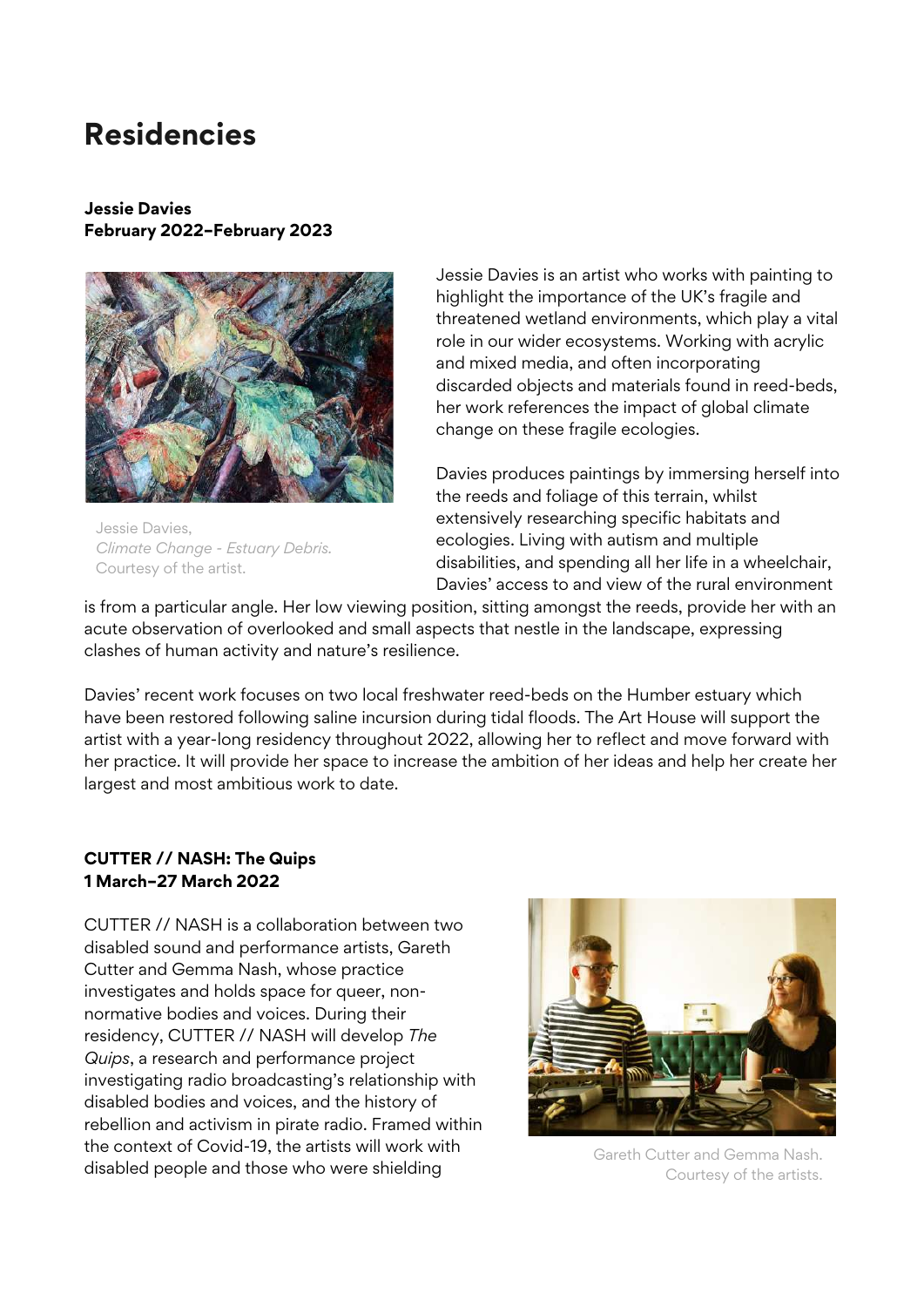# Residencies

**Jessie Davies**
**February 2022–February 2023**

Jessie Davies,
*Climate Change - Estuary Debris.*
Courtesy of the artist.

Jessie Davies is an artist who works with painting to highlight the importance of the UK's fragile and threatened wetland environments, which play a vital role in our wider ecosystems. Working with acrylic and mixed media, and often incorporating discarded objects and materials found in reed-beds, her work references the impact of global climate change on these fragile ecologies.

Davies produces paintings by immersing herself into the reeds and foliage of this terrain, whilst extensively researching specific habitats and ecologies. Living with autism and multiple disabilities, and spending all her life in a wheelchair, Davies' access to and view of the rural environment is from a particular angle. Her low viewing position, sitting amongst the reeds, provide her with an acute observation of overlooked and small aspects that nestle in the landscape, expressing clashes of human activity and nature's resilience.

Davies' recent work focuses on two local freshwater reed-beds on the Humber estuary which have been restored following saline incursion during tidal floods. The Art House will support the artist with a year-long residency throughout 2022, allowing her to reflect and move forward with her practice. It will provide her space to increase the ambition of her ideas and help her create her largest and most ambitious work to date.

**CUTTER // NASH: The Quips**
**1 March–27 March 2022**

CUTTER // NASH is a collaboration between two disabled sound and performance artists, Gareth Cutter and Gemma Nash, whose practice investigates and holds space for queer, non-normative bodies and voices. During their residency, CUTTER // NASH will develop *The Quips*, a research and performance project investigating radio broadcasting's relationship with disabled bodies and voices, and the history of rebellion and activism in pirate radio. Framed within the context of Covid-19, the artists will work with disabled people and those who were shielding

Gareth Cutter and Gemma Nash.
Courtesy of the artists.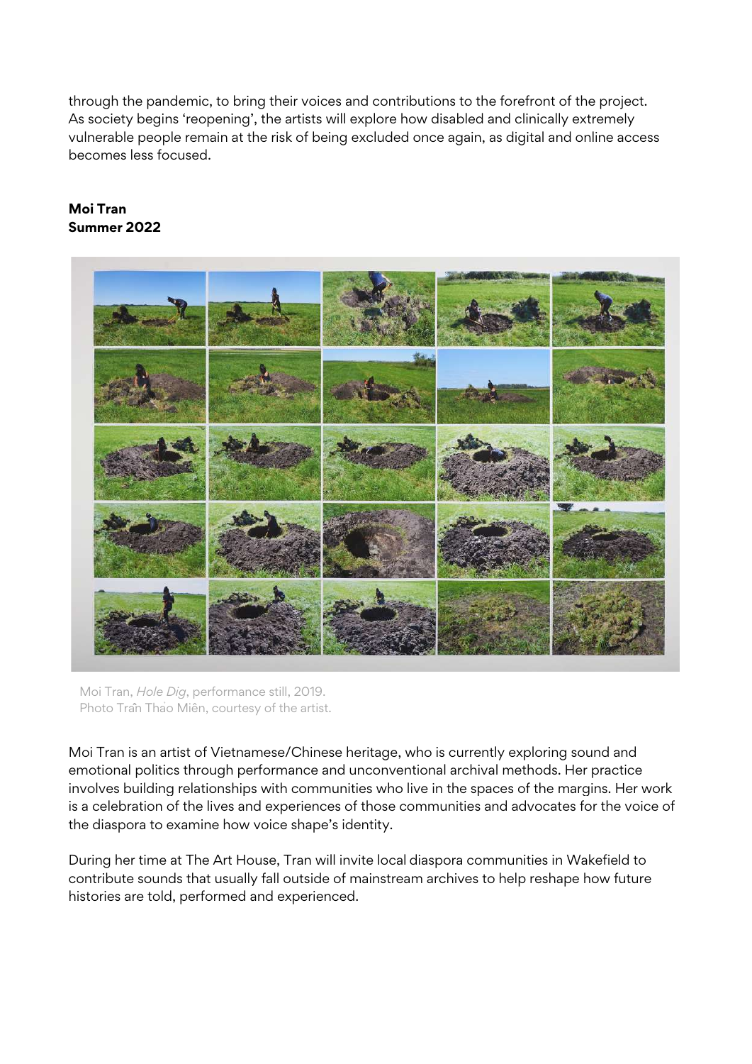through the pandemic, to bring their voices and contributions to the forefront of the project. As society begins 'reopening', the artists will explore how disabled and clinically extremely vulnerable people remain at the risk of being excluded once again, as digital and online access becomes less focused.

**Moi Tran**
**Summer 2022**

Moi Tran, *Hole Dig*, performance still, 2019.
Photo Trần Thảo Miên, courtesy of the artist.

Moi Tran is an artist of Vietnamese/Chinese heritage, who is currently exploring sound and emotional politics through performance and unconventional archival methods. Her practice involves building relationships with communities who live in the spaces of the margins. Her work is a celebration of the lives and experiences of those communities and advocates for the voice of the diaspora to examine how voice shape's identity.

During her time at The Art House, Tran will invite local diaspora communities in Wakefield to contribute sounds that usually fall outside of mainstream archives to help reshape how future histories are told, performed and experienced.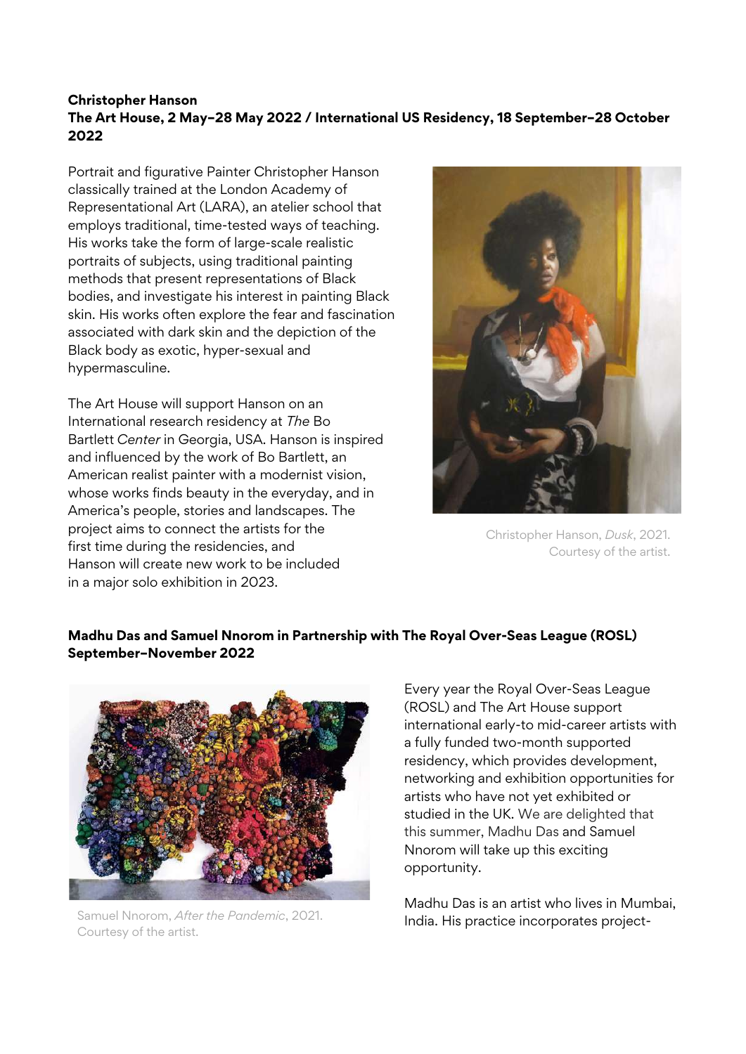**Christopher Hanson**
**The Art House, 2 May–28 May 2022 / International US Residency, 18 September–28 October 2022**

Portrait and figurative Painter Christopher Hanson classically trained at the London Academy of Representational Art (LARA), an atelier school that employs traditional, time-tested ways of teaching. His works take the form of large-scale realistic portraits of subjects, using traditional painting methods that present representations of Black bodies, and investigate his interest in painting Black skin. His works often explore the fear and fascination associated with dark skin and the depiction of the Black body as exotic, hyper-sexual and hypermasculine.

The Art House will support Hanson on an International research residency at *The* Bo Bartlett *Center* in Georgia, USA. Hanson is inspired and influenced by the work of Bo Bartlett, an American realist painter with a modernist vision, whose works finds beauty in the everyday, and in America's people, stories and landscapes. The project aims to connect the artists for the first time during the residencies, and Hanson will create new work to be included in a major solo exhibition in 2023.

Christopher Hanson, *Dusk*, 2021. Courtesy of the artist.

**Madhu Das and Samuel Nnorom in Partnership with The Royal Over-Seas League (ROSL) September–November 2022**

Samuel Nnorom, *After the Pandemic*, 2021. Courtesy of the artist.

Every year the Royal Over-Seas League (ROSL) and The Art House support international early-to mid-career artists with a fully funded two-month supported residency, which provides development, networking and exhibition opportunities for artists who have not yet exhibited or studied in the UK. We are delighted that this summer, Madhu Das and Samuel Nnorom will take up this exciting opportunity.

Madhu Das is an artist who lives in Mumbai, India. His practice incorporates project-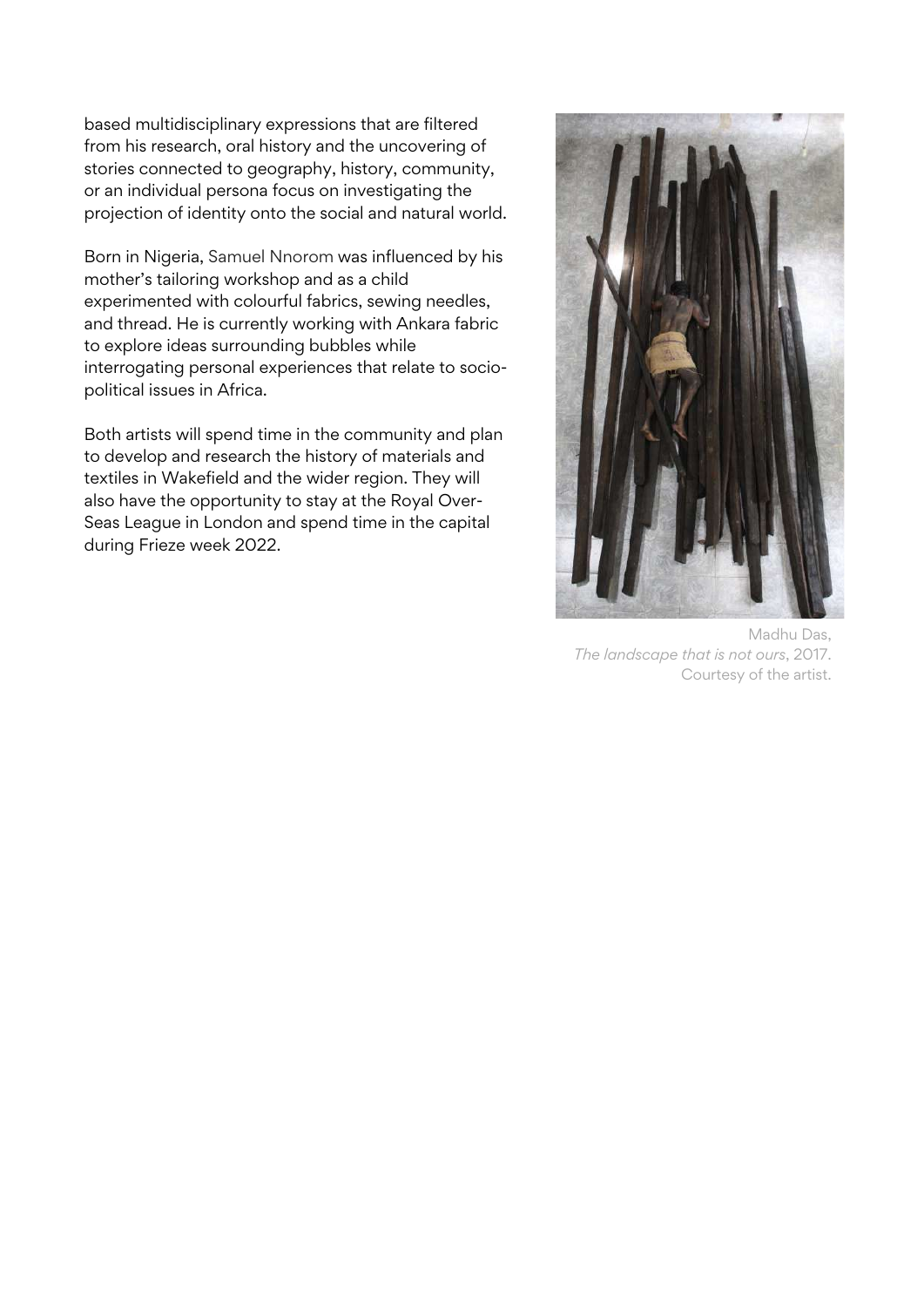based multidisciplinary expressions that are filtered from his research, oral history and the uncovering of stories connected to geography, history, community, or an individual persona focus on investigating the projection of identity onto the social and natural world.

Born in Nigeria, Samuel Nnorom was influenced by his mother's tailoring workshop and as a child experimented with colourful fabrics, sewing needles, and thread. He is currently working with Ankara fabric to explore ideas surrounding bubbles while interrogating personal experiences that relate to socio-political issues in Africa.

Both artists will spend time in the community and plan to develop and research the history of materials and textiles in Wakefield and the wider region. They will also have the opportunity to stay at the Royal Over-Seas League in London and spend time in the capital during Frieze week 2022.

Madhu Das, *The landscape that is not ours*, 2017. Courtesy of the artist.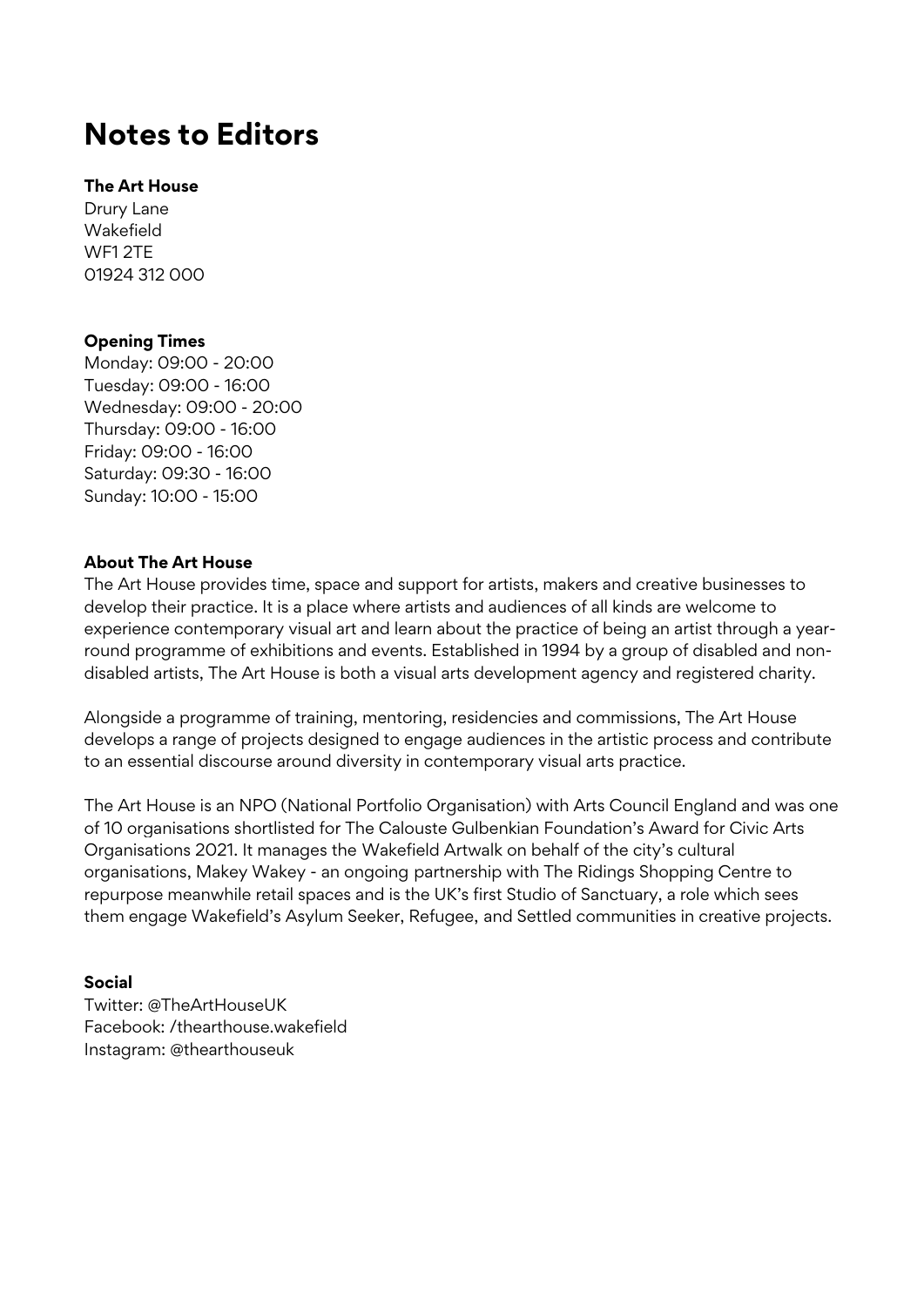# Notes to Editors

**The Art House**
Drury Lane
Wakefield
WF1 2TE
01924 312 000

**Opening Times**
Monday: 09:00 - 20:00
Tuesday: 09:00 - 16:00
Wednesday: 09:00 - 20:00
Thursday: 09:00 - 16:00
Friday: 09:00 - 16:00
Saturday: 09:30 - 16:00
Sunday: 10:00 - 15:00

**About The Art House**
The Art House provides time, space and support for artists, makers and creative businesses to develop their practice. It is a place where artists and audiences of all kinds are welcome to experience contemporary visual art and learn about the practice of being an artist through a year-round programme of exhibitions and events. Established in 1994 by a group of disabled and non-disabled artists, The Art House is both a visual arts development agency and registered charity.

Alongside a programme of training, mentoring, residencies and commissions, The Art House develops a range of projects designed to engage audiences in the artistic process and contribute to an essential discourse around diversity in contemporary visual arts practice.

The Art House is an NPO (National Portfolio Organisation) with Arts Council England and was one of 10 organisations shortlisted for The Calouste Gulbenkian Foundation's Award for Civic Arts Organisations 2021. It manages the Wakefield Artwalk on behalf of the city's cultural organisations, Makey Wakey - an ongoing partnership with The Ridings Shopping Centre to repurpose meanwhile retail spaces and is the UK's first Studio of Sanctuary, a role which sees them engage Wakefield's Asylum Seeker, Refugee, and Settled communities in creative projects.

**Social**
Twitter: @TheArtHouseUK
Facebook: /thearthouse.wakefield
Instagram: @thearthouseuk